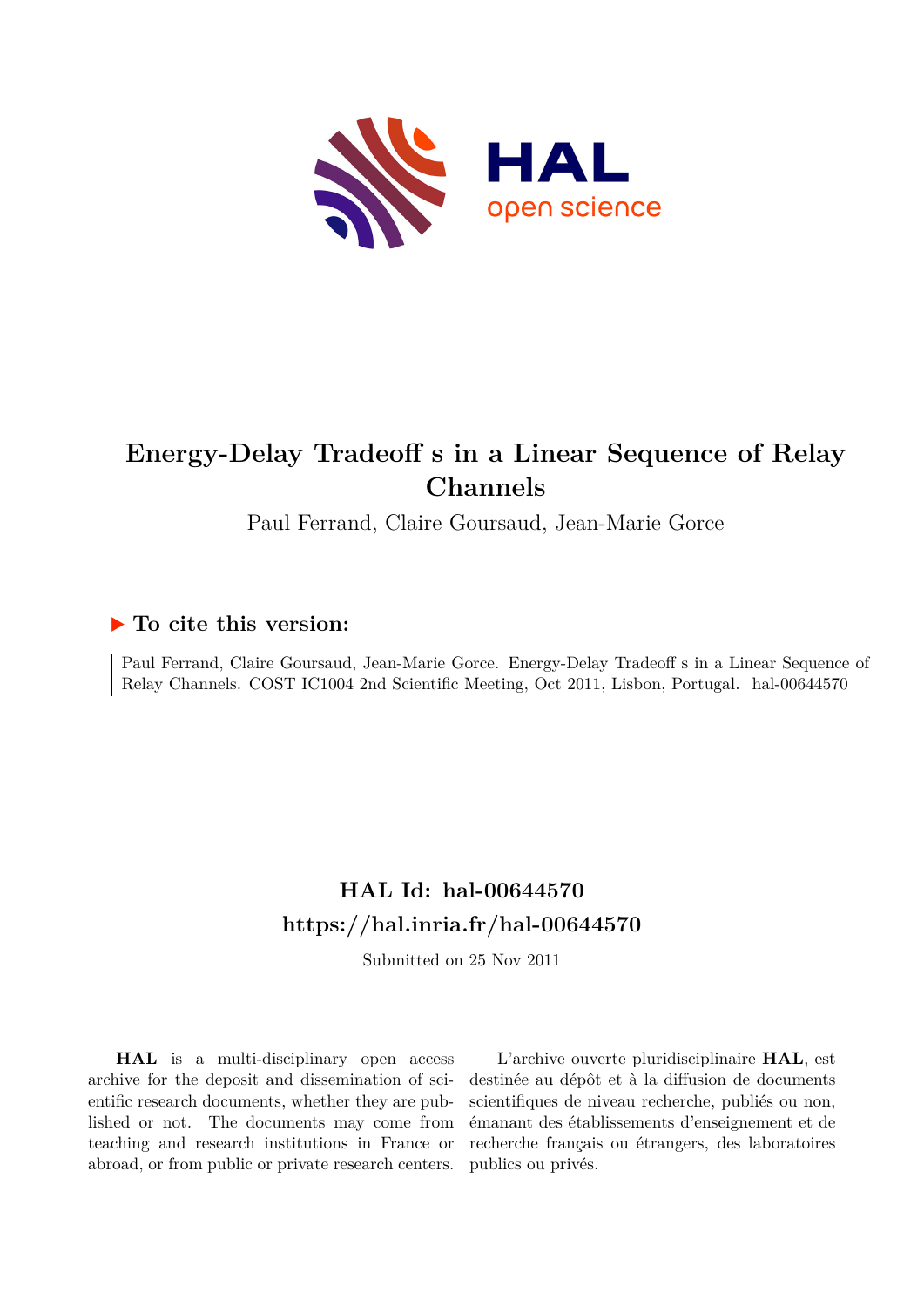# Energy-Delay Tradeoff s in a Linear Sequence of Relay Channels

Paul Ferrand, Claire Goursaud, Jean-Marie Gorce

### ▶ To cite this version:

Paul Ferrand, Claire Goursaud, Jean-Marie Gorce. Energy-Delay Tradeoff s in a Linear Sequence of Relay Channels. COST IC1004 2nd Scientific Meeting, Oct 2011, Lisbon, Portugal. hal-00644570

## HAL Id: hal-00644570

## https://hal.inria.fr/hal-00644570

Submitted on 25 Nov 2011

**HAL** is a multi-disciplinary open access archive for the deposit and dissemination of scientific research documents, whether they are published or not. The documents may come from teaching and research institutions in France or abroad, or from public or private research centers.

L'archive ouverte pluridisciplinaire **HAL**, est destinée au dépôt et à la diffusion de documents scientifiques de niveau recherche, publiés ou non, émanant des établissements d'enseignement et de recherche français ou étrangers, des laboratoires publics ou privés.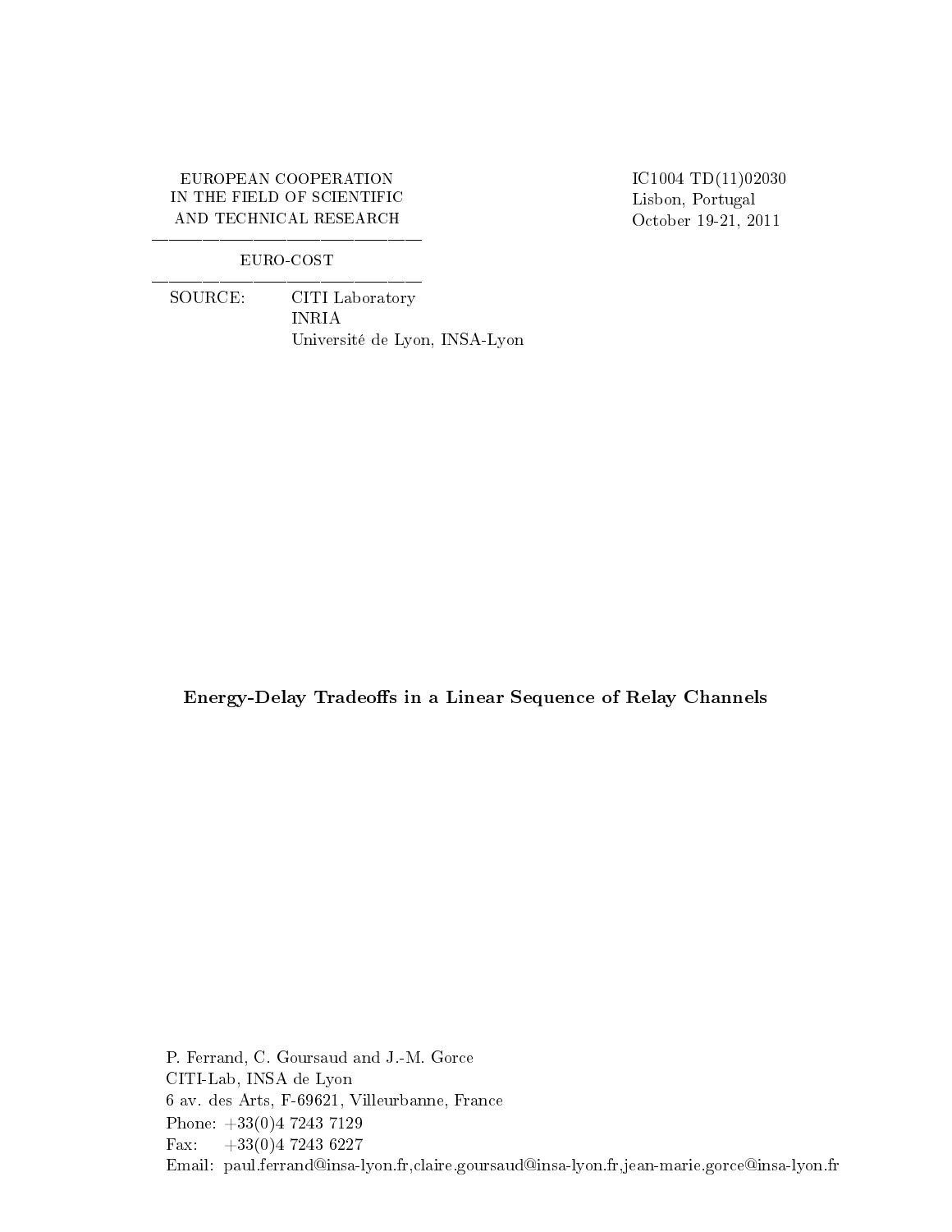EUROPEAN COOPERATION
IN THE FIELD OF SCIENTIFIC
AND TECHNICAL RESEARCH

———————————————

EURO-COST

———————————————

SOURCE: CITI Laboratory
INRIA
Université de Lyon, INSA-Lyon

IC1004 TD(11)02030
Lisbon, Portugal
October 19-21, 2011

**Energy-Delay Tradeoffs in a Linear Sequence of Relay Channels**

P. Ferrand, C. Goursaud and J.-M. Gorce
CITI-Lab, INSA de Lyon
6 av. des Arts, F-69621, Villeurbanne, France
Phone: +33(0)4 7243 7129
Fax: +33(0)4 7243 6227
Email: paul.ferrand@insa-lyon.fr,claire.goursaud@insa-lyon.fr,jean-marie.gorce@insa-lyon.fr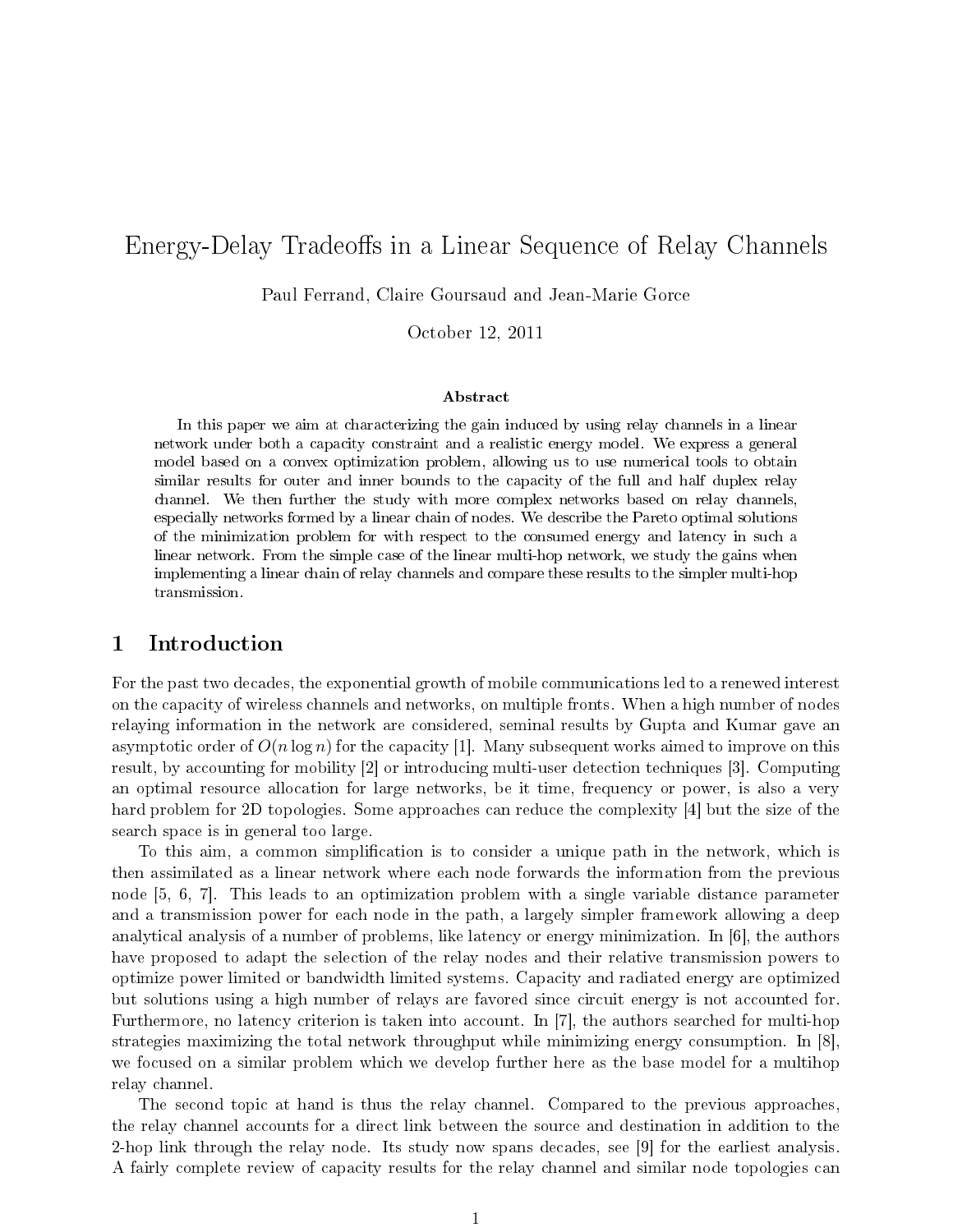# Energy-Delay Tradeoffs in a Linear Sequence of Relay Channels

Paul Ferrand, Claire Goursaud and Jean-Marie Gorce

October 12, 2011

### Abstract

In this paper we aim at characterizing the gain induced by using relay channels in a linear network under both a capacity constraint and a realistic energy model. We express a general model based on a convex optimization problem, allowing us to use numerical tools to obtain similar results for outer and inner bounds to the capacity of the full and half duplex relay channel. We then further the study with more complex networks based on relay channels, especially networks formed by a linear chain of nodes. We describe the Pareto optimal solutions of the minimization problem for with respect to the consumed energy and latency in such a linear network. From the simple case of the linear multi-hop network, we study the gains when implementing a linear chain of relay channels and compare these results to the simpler multi-hop transmission.

## 1 Introduction

For the past two decades, the exponential growth of mobile communications led to a renewed interest on the capacity of wireless channels and networks, on multiple fronts. When a high number of nodes relaying information in the network are considered, seminal results by Gupta and Kumar gave an asymptotic order of $O(n \log n)$ for the capacity [1]. Many subsequent works aimed to improve on this result, by accounting for mobility [2] or introducing multi-user detection techniques [3]. Computing an optimal resource allocation for large networks, be it time, frequency or power, is also a very hard problem for 2D topologies. Some approaches can reduce the complexity [4] but the size of the search space is in general too large.

To this aim, a common simplification is to consider a unique path in the network, which is then assimilated as a linear network where each node forwards the information from the previous node [5, 6, 7]. This leads to an optimization problem with a single variable distance parameter and a transmission power for each node in the path, a largely simpler framework allowing a deep analytical analysis of a number of problems, like latency or energy minimization. In [6], the authors have proposed to adapt the selection of the relay nodes and their relative transmission powers to optimize power limited or bandwidth limited systems. Capacity and radiated energy are optimized but solutions using a high number of relays are favored since circuit energy is not accounted for. Furthermore, no latency criterion is taken into account. In [7], the authors searched for multi-hop strategies maximizing the total network throughput while minimizing energy consumption. In [8], we focused on a similar problem which we develop further here as the base model for a multihop relay channel.

The second topic at hand is thus the relay channel. Compared to the previous approaches, the relay channel accounts for a direct link between the source and destination in addition to the 2-hop link through the relay node. Its study now spans decades, see [9] for the earliest analysis. A fairly complete review of capacity results for the relay channel and similar node topologies can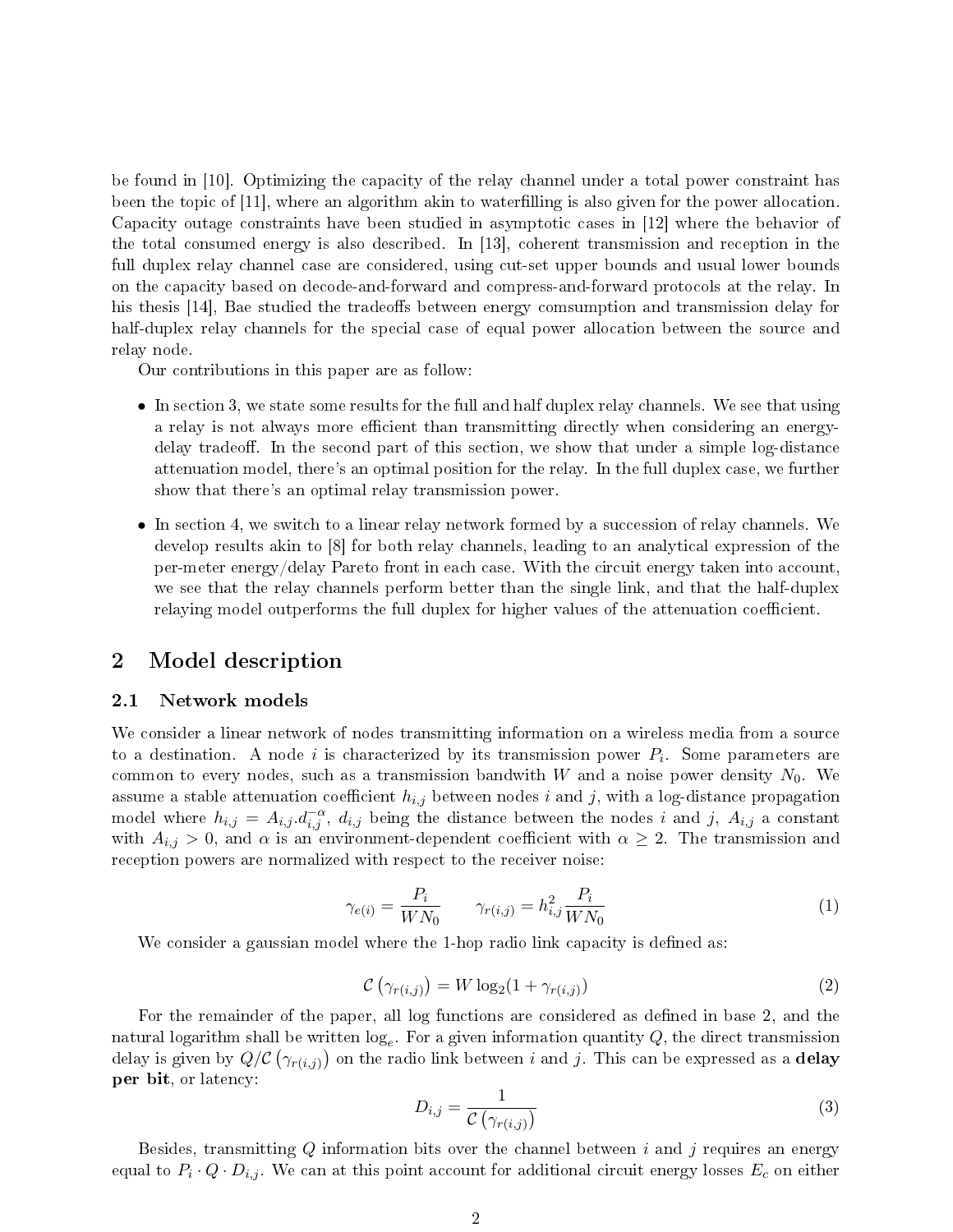be found in [10]. Optimizing the capacity of the relay channel under a total power constraint has been the topic of [11], where an algorithm akin to waterfilling is also given for the power allocation. Capacity outage constraints have been studied in asymptotic cases in [12] where the behavior of the total consumed energy is also described. In [13], coherent transmission and reception in the full duplex relay channel case are considered, using cut-set upper bounds and usual lower bounds on the capacity based on decode-and-forward and compress-and-forward protocols at the relay. In his thesis [14], Bae studied the tradeoffs between energy comsumption and transmission delay for half-duplex relay channels for the special case of equal power allocation between the source and relay node.

Our contributions in this paper are as follow:

- In section 3, we state some results for the full and half duplex relay channels. We see that using a relay is not always more efficient than transmitting directly when considering an energy-delay tradeoff. In the second part of this section, we show that under a simple log-distance attenuation model, there's an optimal position for the relay. In the full duplex case, we further show that there's an optimal relay transmission power.
- In section 4, we switch to a linear relay network formed by a succession of relay channels. We develop results akin to [8] for both relay channels, leading to an analytical expression of the per-meter energy/delay Pareto front in each case. With the circuit energy taken into account, we see that the relay channels perform better than the single link, and that the half-duplex relaying model outperforms the full duplex for higher values of the attenuation coefficient.

## 2 Model description

### 2.1 Network models

We consider a linear network of nodes transmitting information on a wireless media from a source to a destination. A node $i$ is characterized by its transmission power $P_i$. Some parameters are common to every nodes, such as a transmission bandwith $W$ and a noise power density $N_0$. We assume a stable attenuation coefficient $h_{i,j}$ between nodes $i$ and $j$, with a log-distance propagation model where $h_{i,j} = A_{i,j}.d_{i,j}^{-\alpha}$, $d_{i,j}$ being the distance between the nodes $i$ and $j$, $A_{i,j}$ a constant with $A_{i,j} > 0$, and $\alpha$ is an environment-dependent coefficient with $\alpha \geq 2$. The transmission and reception powers are normalized with respect to the receiver noise:

$$\gamma_{e(i)} = \frac{P_i}{WN_0} \qquad \gamma_{r(i,j)} = h_{i,j}^2 \frac{P_i}{WN_0} \tag{1}$$

We consider a gaussian model where the 1-hop radio link capacity is defined as:

$$\mathcal{C}\left(\gamma_{r(i,j)}\right) = W \log_2(1 + \gamma_{r(i,j)}) \tag{2}$$

For the remainder of the paper, all log functions are considered as defined in base 2, and the natural logarithm shall be written $\log_e$. For a given information quantity $Q$, the direct transmission delay is given by $Q/\mathcal{C}\left(\gamma_{r(i,j)}\right)$ on the radio link between $i$ and $j$. This can be expressed as a **delay per bit**, or latency:

$$D_{i,j} = \frac{1}{\mathcal{C}\left(\gamma_{r(i,j)}\right)} \tag{3}$$

Besides, transmitting $Q$ information bits over the channel between $i$ and $j$ requires an energy equal to $P_i \cdot Q \cdot D_{i,j}$. We can at this point account for additional circuit energy losses $E_c$ on either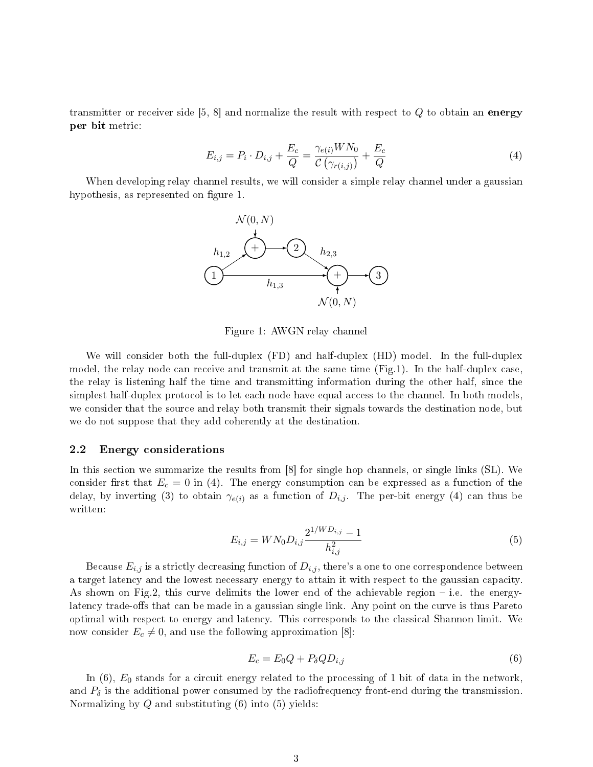transmitter or receiver side [5, 8] and normalize the result with respect to $Q$ to obtain an **energy per bit** metric:

$$E_{i,j} = P_i \cdot D_{i,j} + \frac{E_c}{Q} = \frac{\gamma_{e(i)} W N_0}{\mathcal{C}\left(\gamma_{r(i,j)}\right)} + \frac{E_c}{Q} \tag{4}$$

When developing relay channel results, we will consider a simple relay channel under a gaussian hypothesis, as represented on figure 1.

Figure 1: AWGN relay channel

We will consider both the full-duplex (FD) and half-duplex (HD) model. In the full-duplex model, the relay node can receive and transmit at the same time (Fig.1). In the half-duplex case, the relay is listening half the time and transmitting information during the other half, since the simplest half-duplex protocol is to let each node have equal access to the channel. In both models, we consider that the source and relay both transmit their signals towards the destination node, but we do not suppose that they add coherently at the destination.

## 2.2 Energy considerations

In this section we summarize the results from [8] for single hop channels, or single links (SL). We consider first that $E_c = 0$ in (4). The energy consumption can be expressed as a function of the delay, by inverting (3) to obtain $\gamma_{e(i)}$ as a function of $D_{i,j}$. The per-bit energy (4) can thus be written:

$$E_{i,j} = W N_0 D_{i,j} \frac{2^{1/W D_{i,j}} - 1}{h_{i,j}^2} \tag{5}$$

Because $E_{i,j}$ is a strictly decreasing function of $D_{i,j}$, there's a one to one correspondence between a target latency and the lowest necessary energy to attain it with respect to the gaussian capacity. As shown on Fig.2, this curve delimits the lower end of the achievable region – i.e. the energy-latency trade-offs that can be made in a gaussian single link. Any point on the curve is thus Pareto optimal with respect to energy and latency. This corresponds to the classical Shannon limit. We now consider $E_c \neq 0$, and use the following approximation [8]:

$$E_c = E_0 Q + P_\delta Q D_{i,j} \tag{6}$$

In (6), $E_0$ stands for a circuit energy related to the processing of 1 bit of data in the network, and $P_\delta$ is the additional power consumed by the radiofrequency front-end during the transmission. Normalizing by $Q$ and substituting (6) into (5) yields: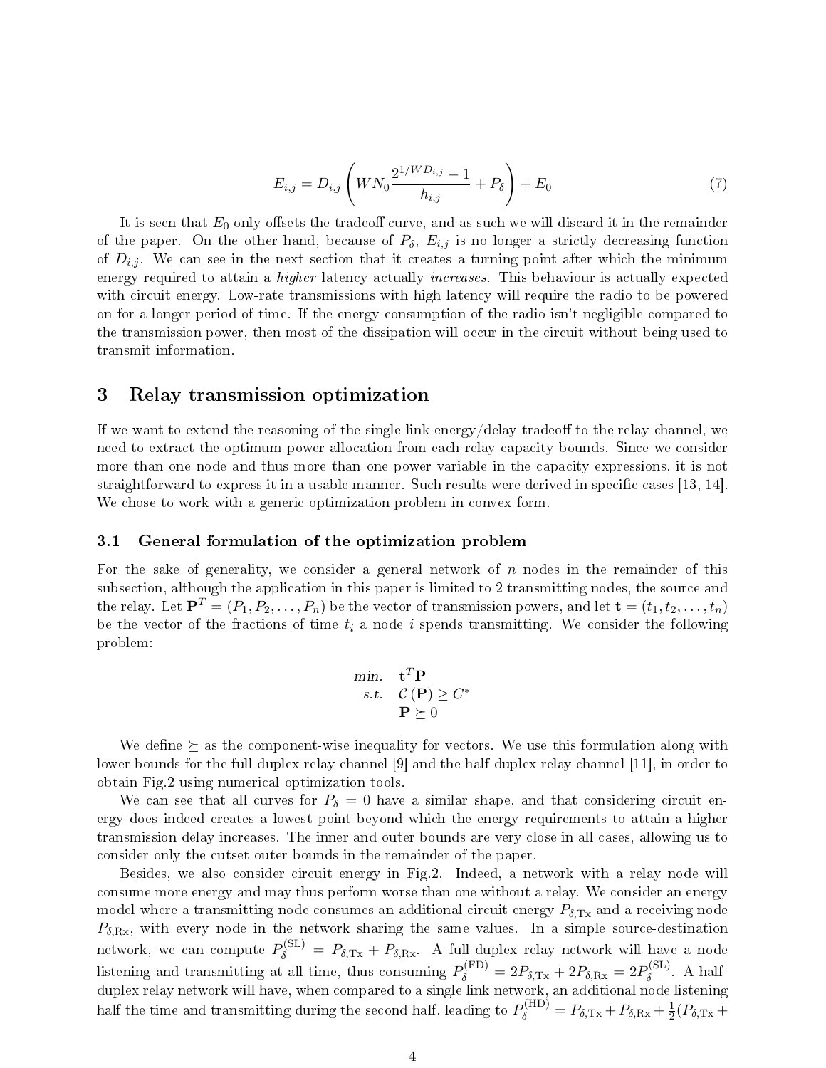$$E_{i,j} = D_{i,j}\left(WN_0\frac{2^{1/WD_{i,j}}-1}{h_{i,j}} + P_\delta\right) + E_0 \tag{7}$$

It is seen that $E_0$ only offsets the tradeoff curve, and as such we will discard it in the remainder of the paper. On the other hand, because of $P_\delta$, $E_{i,j}$ is no longer a strictly decreasing function of $D_{i,j}$. We can see in the next section that it creates a turning point after which the minimum energy required to attain a *higher* latency actually *increases*. This behaviour is actually expected with circuit energy. Low-rate transmissions with high latency will require the radio to be powered on for a longer period of time. If the energy consumption of the radio isn't negligible compared to the transmission power, then most of the dissipation will occur in the circuit without being used to transmit information.

## 3 Relay transmission optimization

If we want to extend the reasoning of the single link energy/delay tradeoff to the relay channel, we need to extract the optimum power allocation from each relay capacity bounds. Since we consider more than one node and thus more than one power variable in the capacity expressions, it is not straightforward to express it in a usable manner. Such results were derived in specific cases [13, 14]. We chose to work with a generic optimization problem in convex form.

### 3.1 General formulation of the optimization problem

For the sake of generality, we consider a general network of $n$ nodes in the remainder of this subsection, although the application in this paper is limited to 2 transmitting nodes, the source and the relay. Let $\mathbf{P}^T = (P_1, P_2, \ldots, P_n)$ be the vector of transmission powers, and let $\mathbf{t} = (t_1, t_2, \ldots, t_n)$ be the vector of the fractions of time $t_i$ a node $i$ spends transmitting. We consider the following problem:

$$\begin{aligned} \textit{min.} \quad & \mathbf{t}^T\mathbf{P} \\ \textit{s.t.} \quad & \mathcal{C}(\mathbf{P}) \geq C^* \\ & \mathbf{P} \succeq 0 \end{aligned}$$

We define $\succeq$ as the component-wise inequality for vectors. We use this formulation along with lower bounds for the full-duplex relay channel [9] and the half-duplex relay channel [11], in order to obtain Fig.2 using numerical optimization tools.

We can see that all curves for $P_\delta = 0$ have a similar shape, and that considering circuit energy does indeed creates a lowest point beyond which the energy requirements to attain a higher transmission delay increases. The inner and outer bounds are very close in all cases, allowing us to consider only the cutset outer bounds in the remainder of the paper.

Besides, we also consider circuit energy in Fig.2. Indeed, a network with a relay node will consume more energy and may thus perform worse than one without a relay. We consider an energy model where a transmitting node consumes an additional circuit energy $P_{\delta,\text{Tx}}$ and a receiving node $P_{\delta,\text{Rx}}$, with every node in the network sharing the same values. In a simple source-destination network, we can compute $P_\delta^{(\text{SL})} = P_{\delta,\text{Tx}} + P_{\delta,\text{Rx}}$. A full-duplex relay network will have a node listening and transmitting at all time, thus consuming $P_\delta^{(\text{FD})} = 2P_{\delta,\text{Tx}} + 2P_{\delta,\text{Rx}} = 2P_\delta^{(\text{SL})}$. A half-duplex relay network will have, when compared to a single link network, an additional node listening half the time and transmitting during the second half, leading to $P_\delta^{(\text{HD})} = P_{\delta,\text{Tx}} + P_{\delta,\text{Rx}} + \frac{1}{2}(P_{\delta,\text{Tx}} +$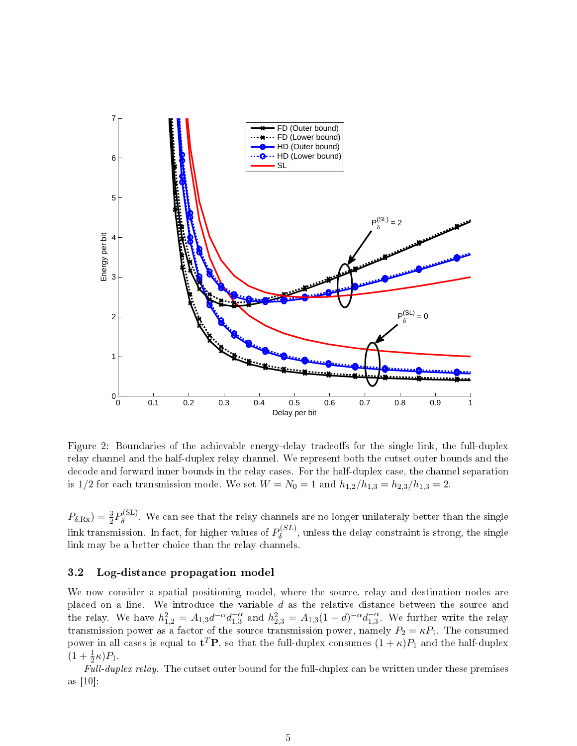Figure 2: Boundaries of the achievable energy-delay tradeoffs for the single link, the full-duplex relay channel and the half-duplex relay channel. We represent both the cutset outer bounds and the decode and forward inner bounds in the relay cases. For the half-duplex case, the channel separation is 1/2 for each transmission mode. We set $W = N_0 = 1$ and $h_{1,2}/h_{1,3} = h_{2,3}/h_{1,3} = 2$.

$P_{\delta,\mathrm{Rx}}) = \frac{3}{2}P_{\delta}^{(\mathrm{SL})}$. We can see that the relay channels are no longer unilateraly better than the single link transmission. In fact, for higher values of $P_{\delta}^{(SL)}$, unless the delay constraint is strong, the single link may be a better choice than the relay channels.

### 3.2 Log-distance propagation model

We now consider a spatial positioning model, where the source, relay and destination nodes are placed on a line. We introduce the variable $d$ as the relative distance between the source and the relay. We have $h_{1,2}^2 = A_{1,3}d^{-\alpha}d_{1,3}^{-\alpha}$ and $h_{2,3}^2 = A_{1,3}(1-d)^{-\alpha}d_{1,3}^{-\alpha}$. We further write the relay transmission power as a factor of the source transmission power, namely $P_2 = \kappa P_1$. The consumed power in all cases is equal to $\mathbf{t}^T\mathbf{P}$, so that the full-duplex consumes $(1+\kappa)P_1$ and the half-duplex $(1+\frac{1}{2}\kappa)P_1$.

*Full-duplex relay.* The cutset outer bound for the full-duplex can be written under these premises as [10]: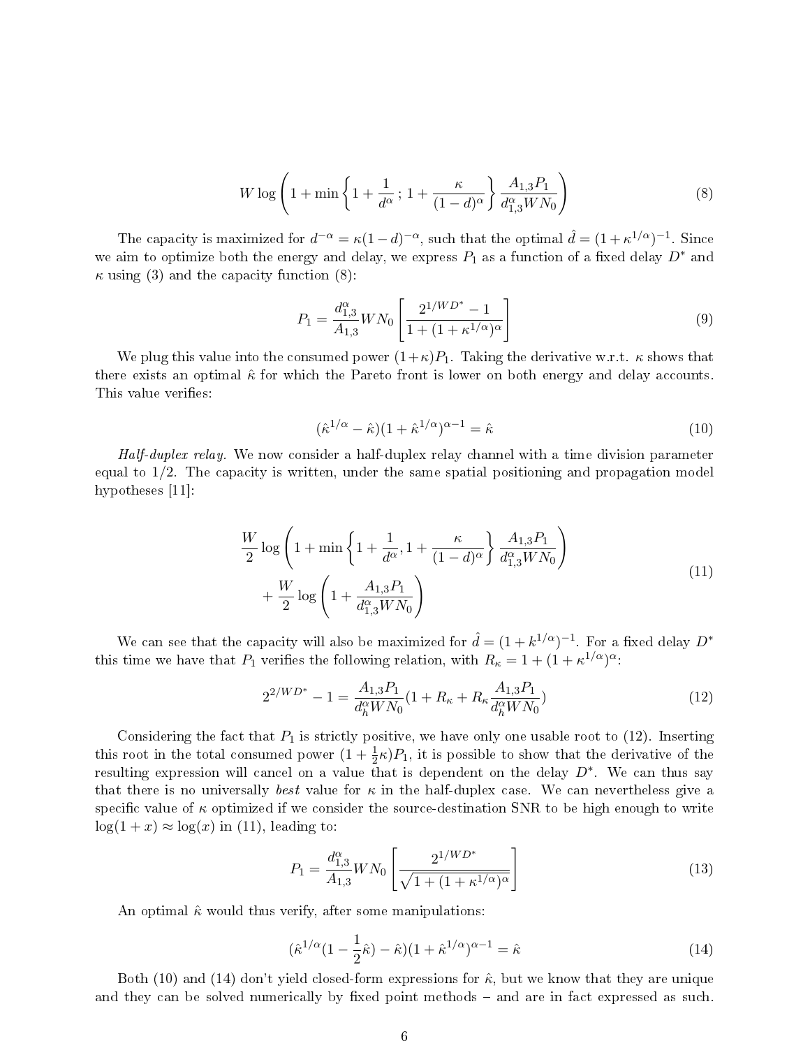$$W \log \left( 1 + \min \left\{ 1 + \frac{1}{d^{\alpha}} \, ; \, 1 + \frac{\kappa}{(1-d)^{\alpha}} \right\} \frac{A_{1,3} P_1}{d_{1,3}^{\alpha} W N_0} \right) \tag{8}$$

The capacity is maximized for $d^{-\alpha} = \kappa(1-d)^{-\alpha}$, such that the optimal $\hat{d} = (1+\kappa^{1/\alpha})^{-1}$. Since we aim to optimize both the energy and delay, we express $P_1$ as a function of a fixed delay $D^*$ and $\kappa$ using (3) and the capacity function (8):

$$P_1 = \frac{d_{1,3}^{\alpha}}{A_{1,3}} W N_0 \left[ \frac{2^{1/WD^*} - 1}{1 + (1+\kappa^{1/\alpha})^{\alpha}} \right] \tag{9}$$

We plug this value into the consumed power $(1+\kappa)P_1$. Taking the derivative w.r.t. $\kappa$ shows that there exists an optimal $\hat{\kappa}$ for which the Pareto front is lower on both energy and delay accounts. This value verifies:

$$(\hat{\kappa}^{1/\alpha} - \hat{\kappa})(1+\hat{\kappa}^{1/\alpha})^{\alpha-1} = \hat{\kappa} \tag{10}$$

*Half-duplex relay.* We now consider a half-duplex relay channel with a time division parameter equal to 1/2. The capacity is written, under the same spatial positioning and propagation model hypotheses [11]:

$$\begin{aligned} &\frac{W}{2} \log \left( 1 + \min \left\{ 1 + \frac{1}{d^{\alpha}}, 1 + \frac{\kappa}{(1-d)^{\alpha}} \right\} \frac{A_{1,3} P_1}{d_{1,3}^{\alpha} W N_0} \right) \\ &\quad + \frac{W}{2} \log \left( 1 + \frac{A_{1,3} P_1}{d_{1,3}^{\alpha} W N_0} \right) \end{aligned} \tag{11}$$

We can see that the capacity will also be maximized for $\hat{d} = (1+k^{1/\alpha})^{-1}$. For a fixed delay $D^*$ this time we have that $P_1$ verifies the following relation, with $R_\kappa = 1 + (1+\kappa^{1/\alpha})^{\alpha}$:

$$2^{2/WD^*} - 1 = \frac{A_{1,3} P_1}{d_h^{\alpha} W N_0} \left( 1 + R_\kappa + R_\kappa \frac{A_{1,3} P_1}{d_h^{\alpha} W N_0} \right) \tag{12}$$

Considering the fact that $P_1$ is strictly positive, we have only one usable root to (12). Inserting this root in the total consumed power $(1 + \frac{1}{2}\kappa)P_1$, it is possible to show that the derivative of the resulting expression will cancel on a value that is dependent on the delay $D^*$. We can thus say that there is no universally *best* value for $\kappa$ in the half-duplex case. We can nevertheless give a specific value of $\kappa$ optimized if we consider the source-destination SNR to be high enough to write $\log(1+x) \approx \log(x)$ in (11), leading to:

$$P_1 = \frac{d_{1,3}^{\alpha}}{A_{1,3}} W N_0 \left[ \frac{2^{1/WD^*}}{\sqrt{1 + (1+\kappa^{1/\alpha})^{\alpha}}} \right] \tag{13}$$

An optimal $\hat{\kappa}$ would thus verify, after some manipulations:

$$(\hat{\kappa}^{1/\alpha}(1 - \frac{1}{2}\hat{\kappa}) - \hat{\kappa})(1+\hat{\kappa}^{1/\alpha})^{\alpha-1} = \hat{\kappa} \tag{14}$$

Both (10) and (14) don't yield closed-form expressions for $\hat{\kappa}$, but we know that they are unique and they can be solved numerically by fixed point methods – and are in fact expressed as such.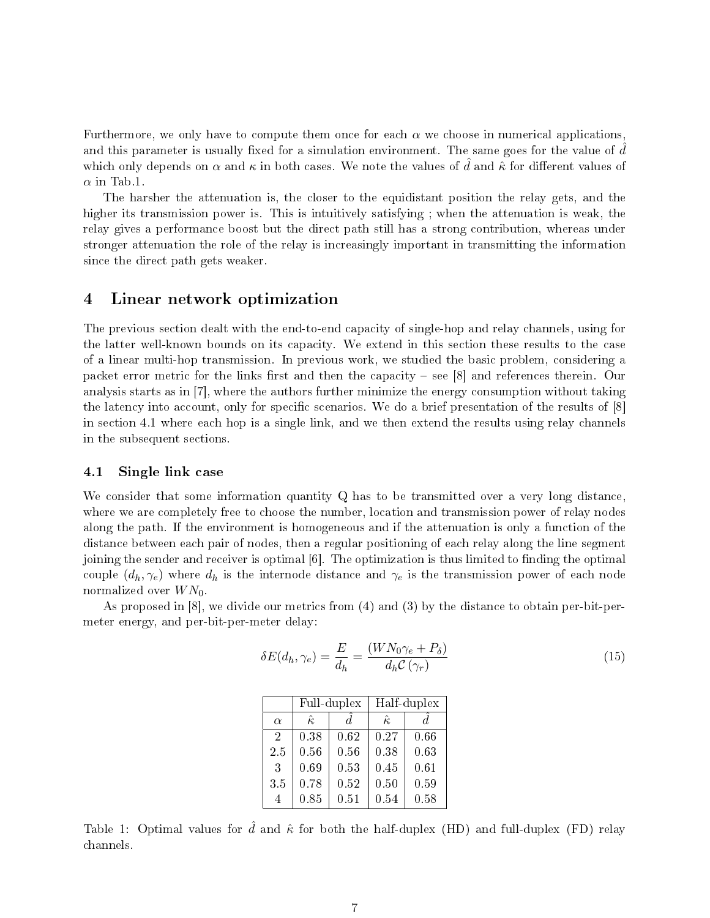Furthermore, we only have to compute them once for each $\alpha$ we choose in numerical applications, and this parameter is usually fixed for a simulation environment. The same goes for the value of $\hat{d}$ which only depends on $\alpha$ and $\kappa$ in both cases. We note the values of $\hat{d}$ and $\hat{\kappa}$ for different values of $\alpha$ in Tab.1.

The harsher the attenuation is, the closer to the equidistant position the relay gets, and the higher its transmission power is. This is intuitively satisfying ; when the attenuation is weak, the relay gives a performance boost but the direct path still has a strong contribution, whereas under stronger attenuation the role of the relay is increasingly important in transmitting the information since the direct path gets weaker.

# 4 Linear network optimization

The previous section dealt with the end-to-end capacity of single-hop and relay channels, using for the latter well-known bounds on its capacity. We extend in this section these results to the case of a linear multi-hop transmission. In previous work, we studied the basic problem, considering a packet error metric for the links first and then the capacity – see [8] and references therein. Our analysis starts as in [7], where the authors further minimize the energy consumption without taking the latency into account, only for specific scenarios. We do a brief presentation of the results of [8] in section 4.1 where each hop is a single link, and we then extend the results using relay channels in the subsequent sections.

## 4.1 Single link case

We consider that some information quantity Q has to be transmitted over a very long distance, where we are completely free to choose the number, location and transmission power of relay nodes along the path. If the environment is homogeneous and if the attenuation is only a function of the distance between each pair of nodes, then a regular positioning of each relay along the line segment joining the sender and receiver is optimal [6]. The optimization is thus limited to finding the optimal couple $(d_h, \gamma_e)$ where $d_h$ is the internode distance and $\gamma_e$ is the transmission power of each node normalized over $WN_0$.

As proposed in [8], we divide our metrics from (4) and (3) by the distance to obtain per-bit-per-meter energy, and per-bit-per-meter delay:

$$\delta E(d_h, \gamma_e) = \frac{E}{d_h} = \frac{(WN_0\gamma_e + P_\delta)}{d_h \mathcal{C}(\gamma_r)} \tag{15}$$

| | Full-duplex | | Half-duplex | |
|---|---|---|---|---|
| $\alpha$ | $\hat{\kappa}$ | $\hat{d}$ | $\hat{\kappa}$ | $\hat{d}$ |
| 2 | 0.38 | 0.62 | 0.27 | 0.66 |
| 2.5 | 0.56 | 0.56 | 0.38 | 0.63 |
| 3 | 0.69 | 0.53 | 0.45 | 0.61 |
| 3.5 | 0.78 | 0.52 | 0.50 | 0.59 |
| 4 | 0.85 | 0.51 | 0.54 | 0.58 |

Table 1: Optimal values for $\hat{d}$ and $\hat{\kappa}$ for both the half-duplex (HD) and full-duplex (FD) relay channels.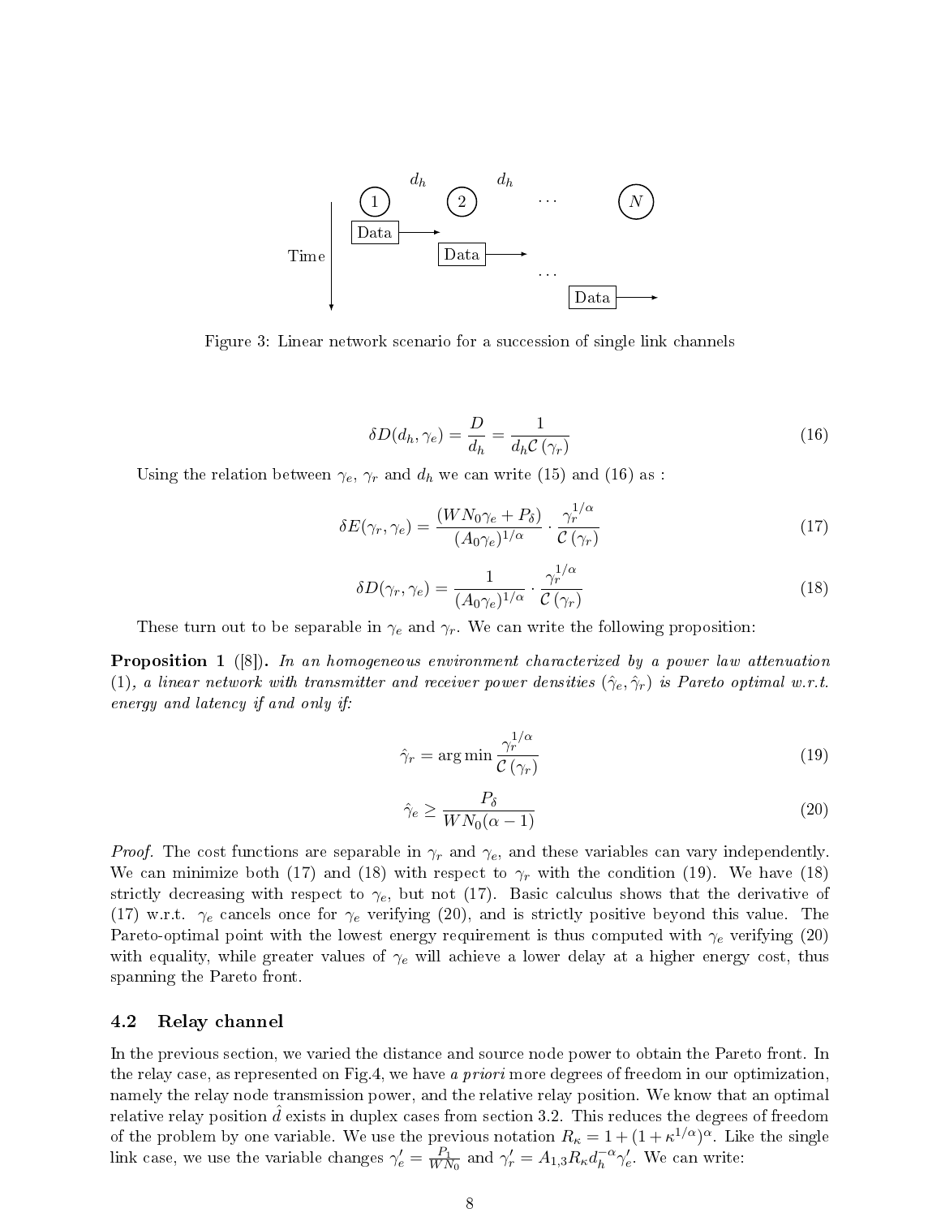Figure 3: Linear network scenario for a succession of single link channels

$$\delta D(d_h, \gamma_e) = \frac{D}{d_h} = \frac{1}{d_h \mathcal{C}(\gamma_r)} \tag{16}$$

Using the relation between $\gamma_e$, $\gamma_r$ and $d_h$ we can write (15) and (16) as :

$$\delta E(\gamma_r, \gamma_e) = \frac{(WN_0\gamma_e + P_\delta)}{(A_0\gamma_e)^{1/\alpha}} \cdot \frac{\gamma_r^{1/\alpha}}{\mathcal{C}(\gamma_r)} \tag{17}$$

$$\delta D(\gamma_r, \gamma_e) = \frac{1}{(A_0\gamma_e)^{1/\alpha}} \cdot \frac{\gamma_r^{1/\alpha}}{\mathcal{C}(\gamma_r)} \tag{18}$$

These turn out to be separable in $\gamma_e$ and $\gamma_r$. We can write the following proposition:

**Proposition 1** ([8]). *In an homogeneous environment characterized by a power law attenuation (1), a linear network with transmitter and receiver power densities $(\hat{\gamma}_e, \hat{\gamma}_r)$ is Pareto optimal w.r.t. energy and latency if and only if:*

$$\hat{\gamma}_r = \arg\min \frac{\gamma_r^{1/\alpha}}{\mathcal{C}(\gamma_r)} \tag{19}$$

$$\hat{\gamma}_e \geq \frac{P_\delta}{WN_0(\alpha - 1)} \tag{20}$$

*Proof.* The cost functions are separable in $\gamma_r$ and $\gamma_e$, and these variables can vary independently. We can minimize both (17) and (18) with respect to $\gamma_r$ with the condition (19). We have (18) strictly decreasing with respect to $\gamma_e$, but not (17). Basic calculus shows that the derivative of (17) w.r.t. $\gamma_e$ cancels once for $\gamma_e$ verifying (20), and is strictly positive beyond this value. The Pareto-optimal point with the lowest energy requirement is thus computed with $\gamma_e$ verifying (20) with equality, while greater values of $\gamma_e$ will achieve a lower delay at a higher energy cost, thus spanning the Pareto front. $\square$

### 4.2 Relay channel

In the previous section, we varied the distance and source node power to obtain the Pareto front. In the relay case, as represented on Fig.4, we have *a priori* more degrees of freedom in our optimization, namely the relay node transmission power, and the relative relay position. We know that an optimal relative relay position $\hat{d}$ exists in duplex cases from section 3.2. This reduces the degrees of freedom of the problem by one variable. We use the previous notation $R_\kappa = 1 + (1 + \kappa^{1/\alpha})^\alpha$. Like the single link case, we use the variable changes $\gamma_e' = \frac{P_1}{WN_0}$ and $\gamma_r' = A_{1,3} R_\kappa d_h^{-\alpha} \gamma_e'$. We can write: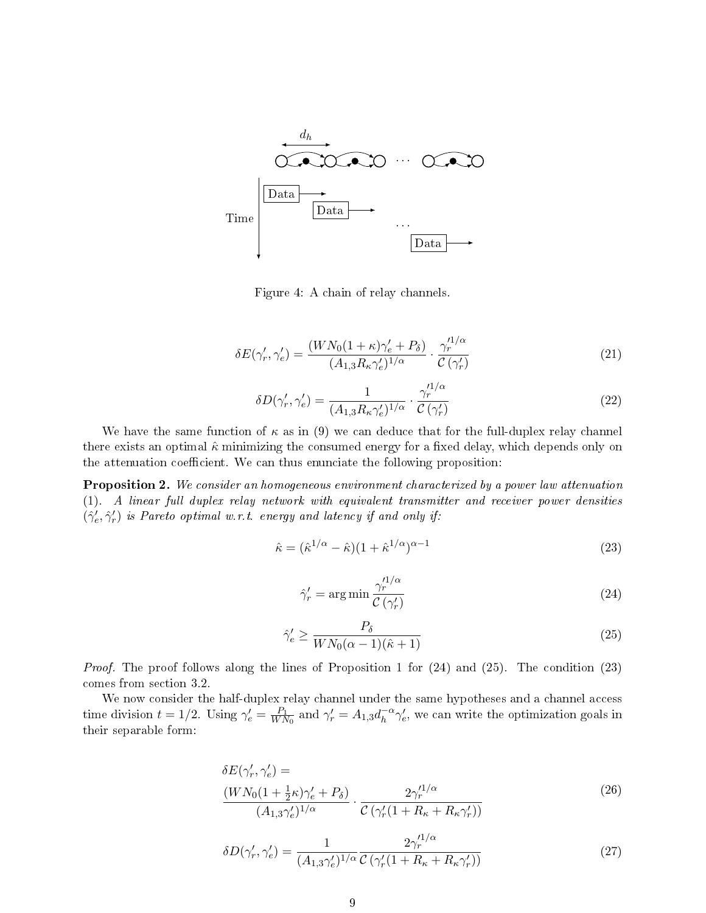Figure 4: A chain of relay channels.

$$\delta E(\gamma'_r, \gamma'_e) = \frac{(WN_0(1+\kappa)\gamma'_e + P_\delta)}{(A_{1,3}R_\kappa \gamma'_e)^{1/\alpha}} \cdot \frac{\gamma_r'^{1/\alpha}}{\mathcal{C}(\gamma'_r)} \tag{21}$$

$$\delta D(\gamma'_r, \gamma'_e) = \frac{1}{(A_{1,3}R_\kappa \gamma'_e)^{1/\alpha}} \cdot \frac{\gamma_r'^{1/\alpha}}{\mathcal{C}(\gamma'_r)} \tag{22}$$

We have the same function of $\kappa$ as in (9) we can deduce that for the full-duplex relay channel there exists an optimal $\hat{\kappa}$ minimizing the consumed energy for a fixed delay, which depends only on the attenuation coefficient. We can thus enunciate the following proposition:

**Proposition 2.** *We consider an homogeneous environment characterized by a power law attenuation (1). A linear full duplex relay network with equivalent transmitter and receiver power densities $(\hat{\gamma}'_e, \hat{\gamma}'_r)$ is Pareto optimal w.r.t. energy and latency if and only if:*

$$\hat{\kappa} = (\hat{\kappa}^{1/\alpha} - \hat{\kappa})(1 + \hat{\kappa}^{1/\alpha})^{\alpha - 1} \tag{23}$$

$$\hat{\gamma}'_r = \arg\min \frac{\gamma_r'^{1/\alpha}}{\mathcal{C}(\gamma'_r)} \tag{24}$$

$$\hat{\gamma}'_e \geq \frac{P_\delta}{WN_0(\alpha - 1)(\hat{\kappa} + 1)} \tag{25}$$

*Proof.* The proof follows along the lines of Proposition 1 for (24) and (25). The condition (23) comes from section 3.2.

We now consider the half-duplex relay channel under the same hypotheses and a channel access time division $t = 1/2$. Using $\gamma'_e = \frac{P_1}{WN_0}$ and $\gamma'_r = A_{1,3} d_h^{-\alpha} \gamma'_e$, we can write the optimization goals in their separable form:

$$\delta E(\gamma'_r, \gamma'_e) = \frac{(WN_0(1 + \frac{1}{2}\kappa)\gamma'_e + P_\delta)}{(A_{1,3}\gamma'_e)^{1/\alpha}} \cdot \frac{2\gamma_r'^{1/\alpha}}{\mathcal{C}(\gamma'_r(1 + R_\kappa + R_\kappa \gamma'_r))} \tag{26}$$

$$\delta D(\gamma'_r, \gamma'_e) = \frac{1}{(A_{1,3}\gamma'_e)^{1/\alpha}} \frac{2\gamma_r'^{1/\alpha}}{\mathcal{C}(\gamma'_r(1 + R_\kappa + R_\kappa \gamma'_r))} \tag{27}$$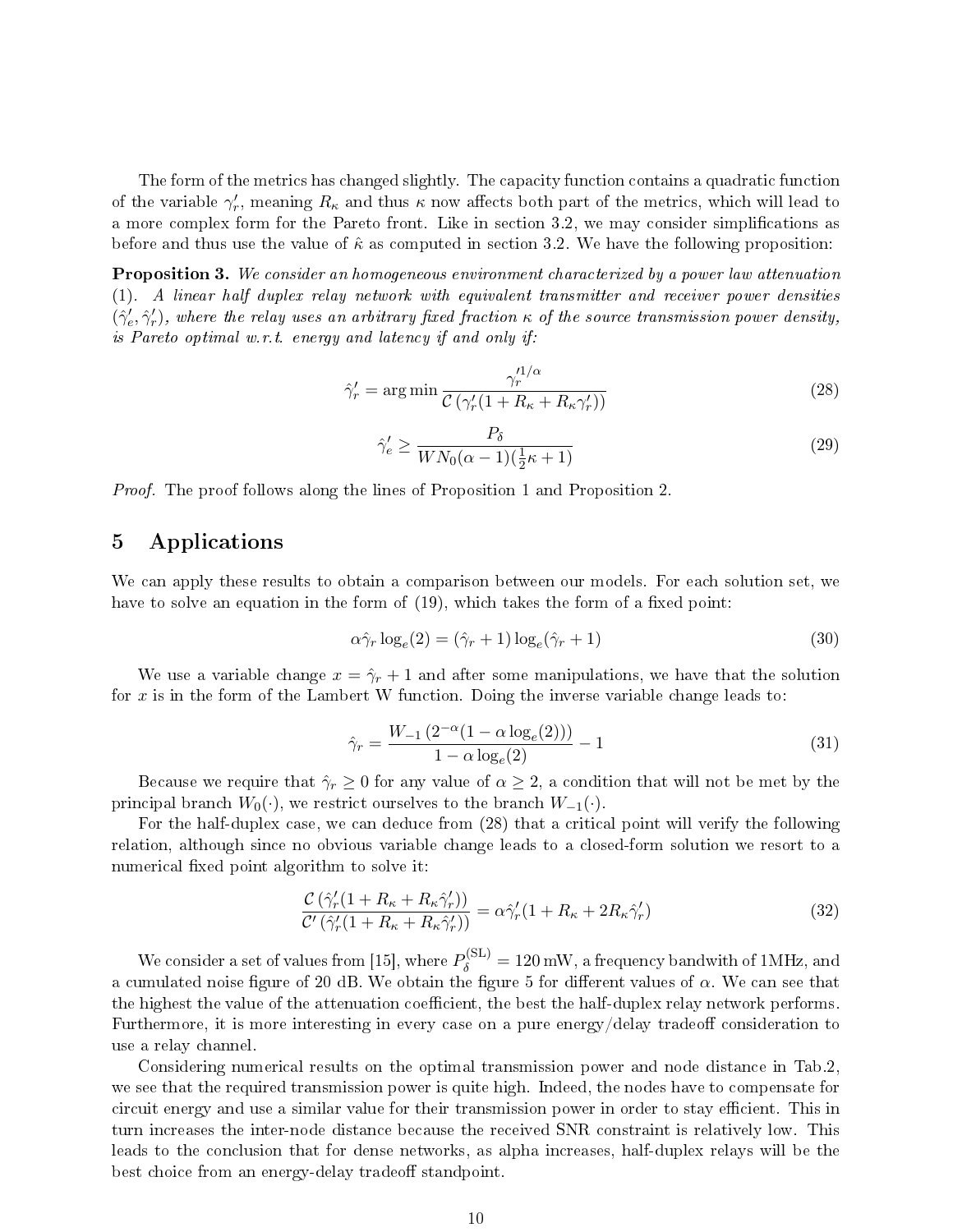The form of the metrics has changed slightly. The capacity function contains a quadratic function of the variable $\gamma_r'$, meaning $R_\kappa$ and thus $\kappa$ now affects both part of the metrics, which will lead to a more complex form for the Pareto front. Like in section 3.2, we may consider simplifications as before and thus use the value of $\hat{\kappa}$ as computed in section 3.2. We have the following proposition:

**Proposition 3.** *We consider an homogeneous environment characterized by a power law attenuation (1). A linear half duplex relay network with equivalent transmitter and receiver power densities $(\hat{\gamma}_e', \hat{\gamma}_r')$, where the relay uses an arbitrary fixed fraction $\kappa$ of the source transmission power density, is Pareto optimal w.r.t. energy and latency if and only if:*

$$\hat{\gamma}_r' = \arg\min \frac{\gamma_r'^{1/\alpha}}{\mathcal{C}\left(\gamma_r'(1 + R_\kappa + R_\kappa \gamma_r')\right)} \tag{28}$$

$$\hat{\gamma}_e' \geq \frac{P_\delta}{W N_0 (\alpha - 1)(\frac{1}{2}\kappa + 1)} \tag{29}$$

*Proof.* The proof follows along the lines of Proposition 1 and Proposition 2.

## 5 Applications

We can apply these results to obtain a comparison between our models. For each solution set, we have to solve an equation in the form of (19), which takes the form of a fixed point:

$$\alpha \hat{\gamma}_r \log_e(2) = (\hat{\gamma}_r + 1)\log_e(\hat{\gamma}_r + 1) \tag{30}$$

We use a variable change $x = \hat{\gamma}_r + 1$ and after some manipulations, we have that the solution for $x$ is in the form of the Lambert W function. Doing the inverse variable change leads to:

$$\hat{\gamma}_r = \frac{W_{-1}\left(2^{-\alpha}(1 - \alpha \log_e(2))\right)}{1 - \alpha \log_e(2)} - 1 \tag{31}$$

Because we require that $\hat{\gamma}_r \geq 0$ for any value of $\alpha \geq 2$, a condition that will not be met by the principal branch $W_0(\cdot)$, we restrict ourselves to the branch $W_{-1}(\cdot)$.

For the half-duplex case, we can deduce from (28) that a critical point will verify the following relation, although since no obvious variable change leads to a closed-form solution we resort to a numerical fixed point algorithm to solve it:

$$\frac{\mathcal{C}\left(\hat{\gamma}_r'(1 + R_\kappa + R_\kappa \hat{\gamma}_r')\right)}{\mathcal{C}'\left(\hat{\gamma}_r'(1 + R_\kappa + R_\kappa \hat{\gamma}_r')\right)} = \alpha \hat{\gamma}_r'(1 + R_\kappa + 2R_\kappa \hat{\gamma}_r') \tag{32}$$

We consider a set of values from [15], where $P_\delta^{(\mathrm{SL})} = 120\,\mathrm{mW}$, a frequency bandwith of 1MHz, and a cumulated noise figure of 20 dB. We obtain the figure 5 for different values of $\alpha$. We can see that the highest the value of the attenuation coefficient, the best the half-duplex relay network performs. Furthermore, it is more interesting in every case on a pure energy/delay tradeoff consideration to use a relay channel.

Considering numerical results on the optimal transmission power and node distance in Tab.2, we see that the required transmission power is quite high. Indeed, the nodes have to compensate for circuit energy and use a similar value for their transmission power in order to stay efficient. This in turn increases the inter-node distance because the received SNR constraint is relatively low. This leads to the conclusion that for dense networks, as alpha increases, half-duplex relays will be the best choice from an energy-delay tradeoff standpoint.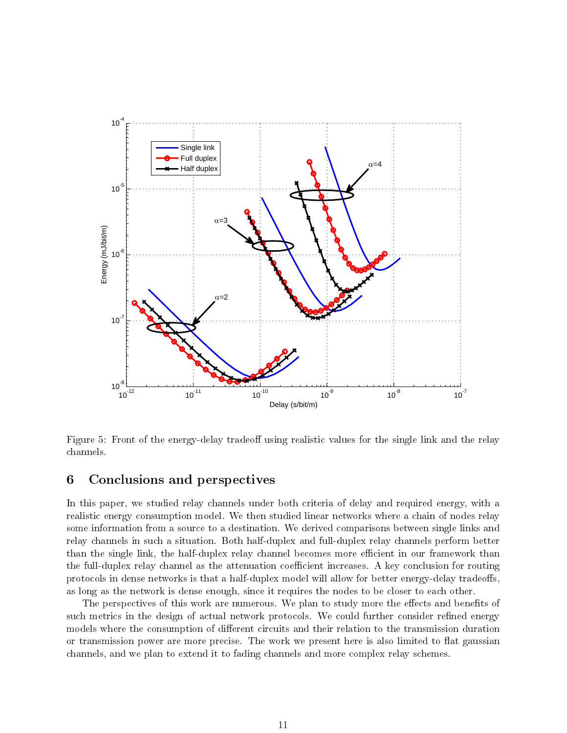Figure 5: Front of the energy-delay tradeoff using realistic values for the single link and the relay channels.

## 6 Conclusions and perspectives

In this paper, we studied relay channels under both criteria of delay and required energy, with a realistic energy consumption model. We then studied linear networks where a chain of nodes relay some information from a source to a destination. We derived comparisons between single links and relay channels in such a situation. Both half-duplex and full-duplex relay channels perform better than the single link, the half-duplex relay channel becomes more efficient in our framework than the full-duplex relay channel as the attenuation coefficient increases. A key conclusion for routing protocols in dense networks is that a half-duplex model will allow for better energy-delay tradeoffs, as long as the network is dense enough, since it requires the nodes to be closer to each other.

The perspectives of this work are numerous. We plan to study more the effects and benefits of such metrics in the design of actual network protocols. We could further consider refined energy models where the consumption of different circuits and their relation to the transmission duration or transmission power are more precise. The work we present here is also limited to flat gaussian channels, and we plan to extend it to fading channels and more complex relay schemes.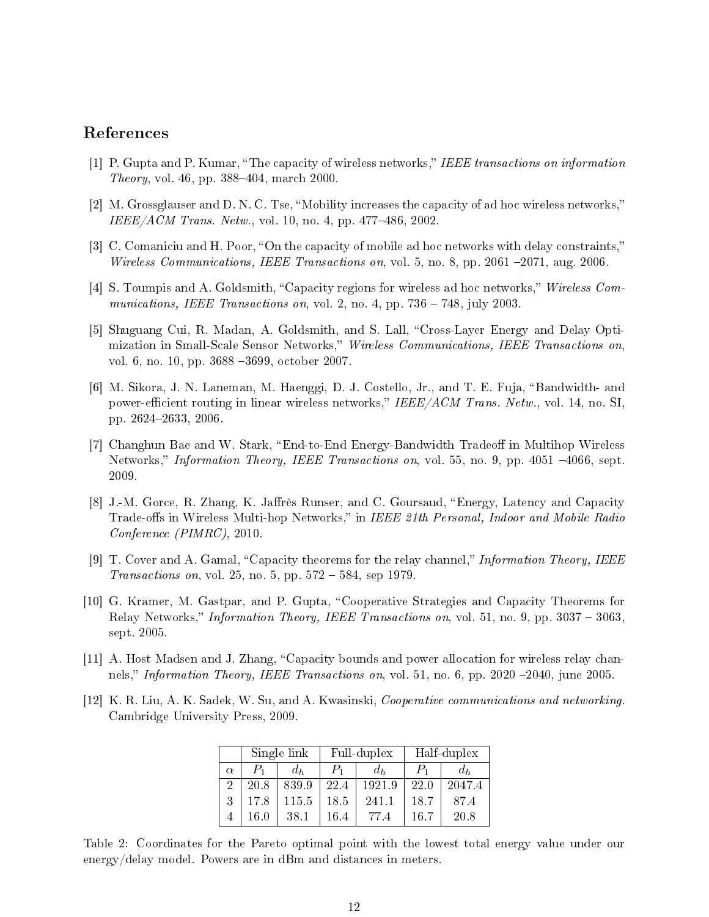## References

[1] P. Gupta and P. Kumar, "The capacity of wireless networks," *IEEE transactions on information Theory*, vol. 46, pp. 388–404, march 2000.

[2] M. Grossglauser and D. N. C. Tse, "Mobility increases the capacity of ad hoc wireless networks," *IEEE/ACM Trans. Netw.*, vol. 10, no. 4, pp. 477–486, 2002.

[3] C. Comaniciu and H. Poor, "On the capacity of mobile ad hoc networks with delay constraints," *Wireless Communications, IEEE Transactions on*, vol. 5, no. 8, pp. 2061 –2071, aug. 2006.

[4] S. Toumpis and A. Goldsmith, "Capacity regions for wireless ad hoc networks," *Wireless Communications, IEEE Transactions on*, vol. 2, no. 4, pp. 736 – 748, july 2003.

[5] Shuguang Cui, R. Madan, A. Goldsmith, and S. Lall, "Cross-Layer Energy and Delay Optimization in Small-Scale Sensor Networks," *Wireless Communications, IEEE Transactions on*, vol. 6, no. 10, pp. 3688 –3699, october 2007.

[6] M. Sikora, J. N. Laneman, M. Haenggi, D. J. Costello, Jr., and T. E. Fuja, "Bandwidth- and power-efficient routing in linear wireless networks," *IEEE/ACM Trans. Netw.*, vol. 14, no. SI, pp. 2624–2633, 2006.

[7] Changhun Bae and W. Stark, "End-to-End Energy-Bandwidth Tradeoff in Multihop Wireless Networks," *Information Theory, IEEE Transactions on*, vol. 55, no. 9, pp. 4051 –4066, sept. 2009.

[8] J.-M. Gorce, R. Zhang, K. Jaffrès Runser, and C. Goursaud, "Energy, Latency and Capacity Trade-offs in Wireless Multi-hop Networks," in *IEEE 21th Personal, Indoor and Mobile Radio Conference (PIMRC)*, 2010.

[9] T. Cover and A. Gamal, "Capacity theorems for the relay channel," *Information Theory, IEEE Transactions on*, vol. 25, no. 5, pp. 572 – 584, sep 1979.

[10] G. Kramer, M. Gastpar, and P. Gupta, "Cooperative Strategies and Capacity Theorems for Relay Networks," *Information Theory, IEEE Transactions on*, vol. 51, no. 9, pp. 3037 – 3063, sept. 2005.

[11] A. Host Madsen and J. Zhang, "Capacity bounds and power allocation for wireless relay channels," *Information Theory, IEEE Transactions on*, vol. 51, no. 6, pp. 2020 –2040, june 2005.

[12] K. R. Liu, A. K. Sadek, W. Su, and A. Kwasinski, *Cooperative communications and networking*. Cambridge University Press, 2009.

| | Single link | | Full-duplex | | Half-duplex | |
|---|---|---|---|---|---|---|
| $\alpha$ | $P_1$ | $d_h$ | $P_1$ | $d_h$ | $P_1$ | $d_h$ |
| 2 | 20.8 | 839.9 | 22.4 | 1921.9 | 22.0 | 2047.4 |
| 3 | 17.8 | 115.5 | 18.5 | 241.1 | 18.7 | 87.4 |
| 4 | 16.0 | 38.1 | 16.4 | 77.4 | 16.7 | 20.8 |

Table 2: Coordinates for the Pareto optimal point with the lowest total energy value under our energy/delay model. Powers are in dBm and distances in meters.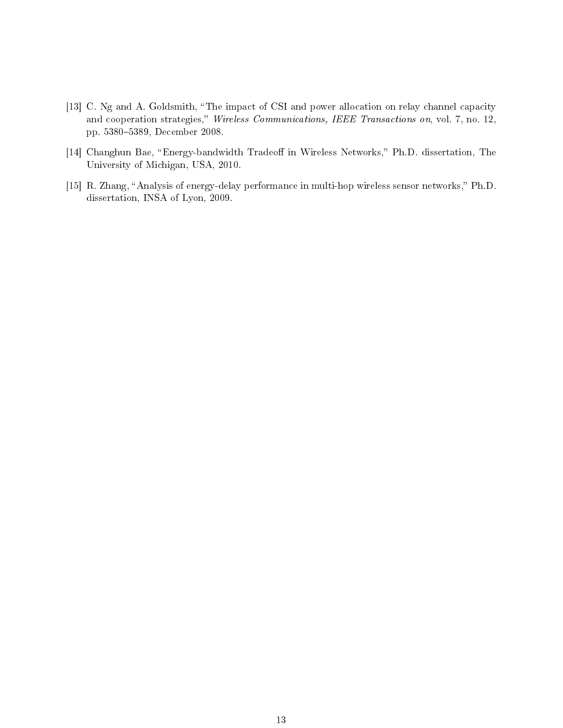[13] C. Ng and A. Goldsmith, "The impact of CSI and power allocation on relay channel capacity and cooperation strategies," *Wireless Communications, IEEE Transactions on*, vol. 7, no. 12, pp. 5380–5389, December 2008.

[14] Changhun Bae, "Energy-bandwidth Tradeoff in Wireless Networks," Ph.D. dissertation, The University of Michigan, USA, 2010.

[15] R. Zhang, "Analysis of energy-delay performance in multi-hop wireless sensor networks," Ph.D. dissertation, INSA of Lyon, 2009.